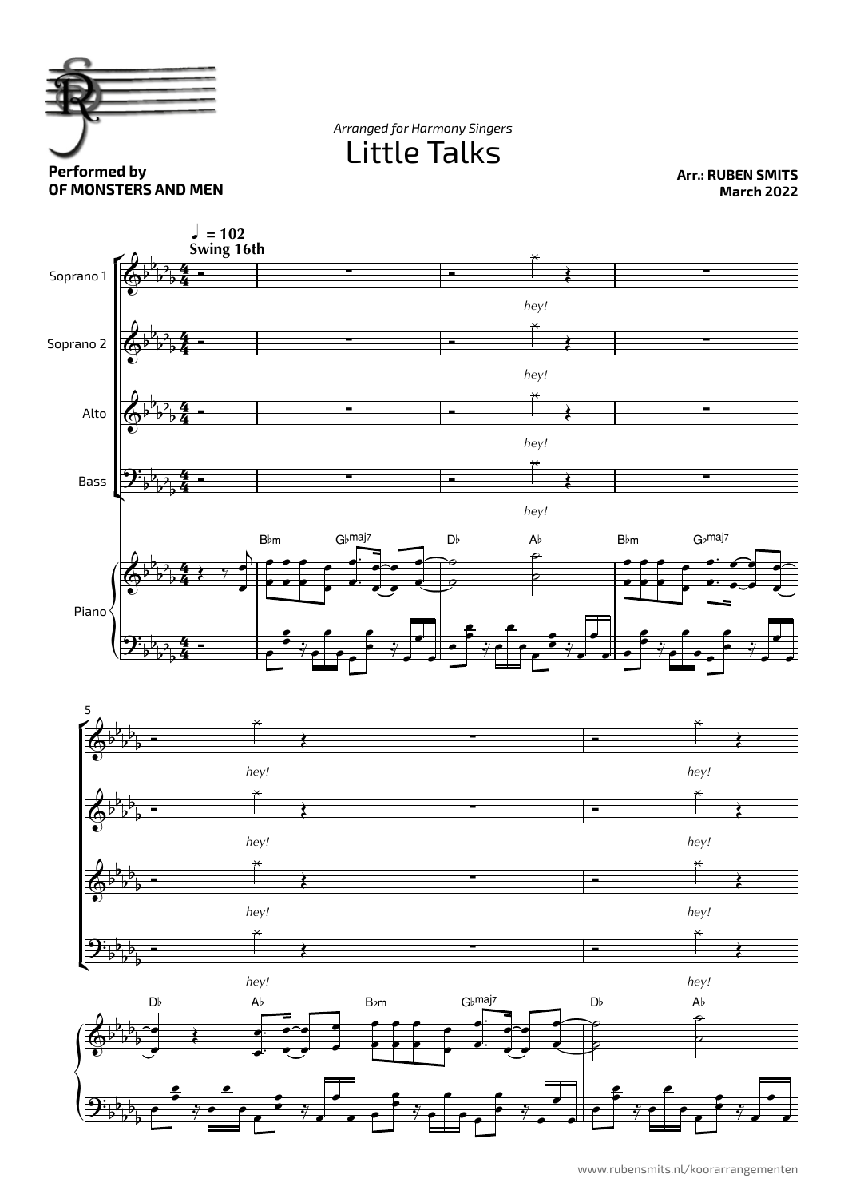*Arranged for Harmony Singers*

# Little Talks

**Performed by**
**OF MONSTERS AND MEN**

**Arr.: RUBEN SMITS**
**March 2022**

♩ = 102
Swing 16th

Soprano 1

Soprano 2

Alto

Bass

Piano

hey! hey! hey! hey!

B♭m G♭maj7 D♭ A♭ B♭m G♭maj7

5

hey! hey! hey! hey! hey! hey! hey! hey!

D♭ A♭ B♭m G♭maj7 D♭ A♭

www.rubensmits.nl/koorarrangementen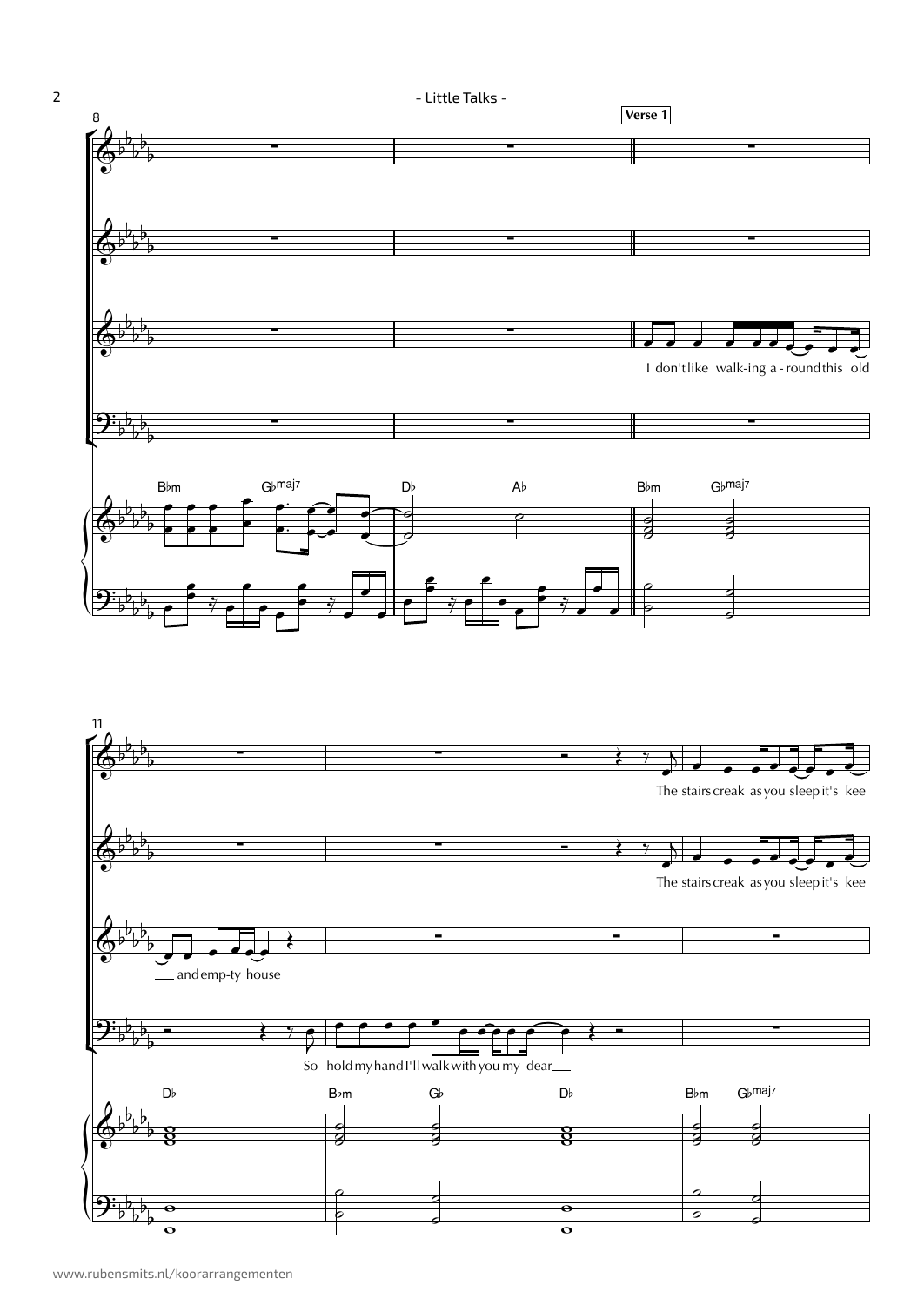Verse 1

I don't like walk-ing a - round this old ___ and emp-ty house

So hold my hand I'll walk with you my dear ___

The stairs creak as you sleep it's kee

The stairs creak as you sleep it's kee

B♭m G♭maj7 D♭ A♭ B♭m G♭maj7

D♭ B♭m G♭ D♭ B♭m G♭maj7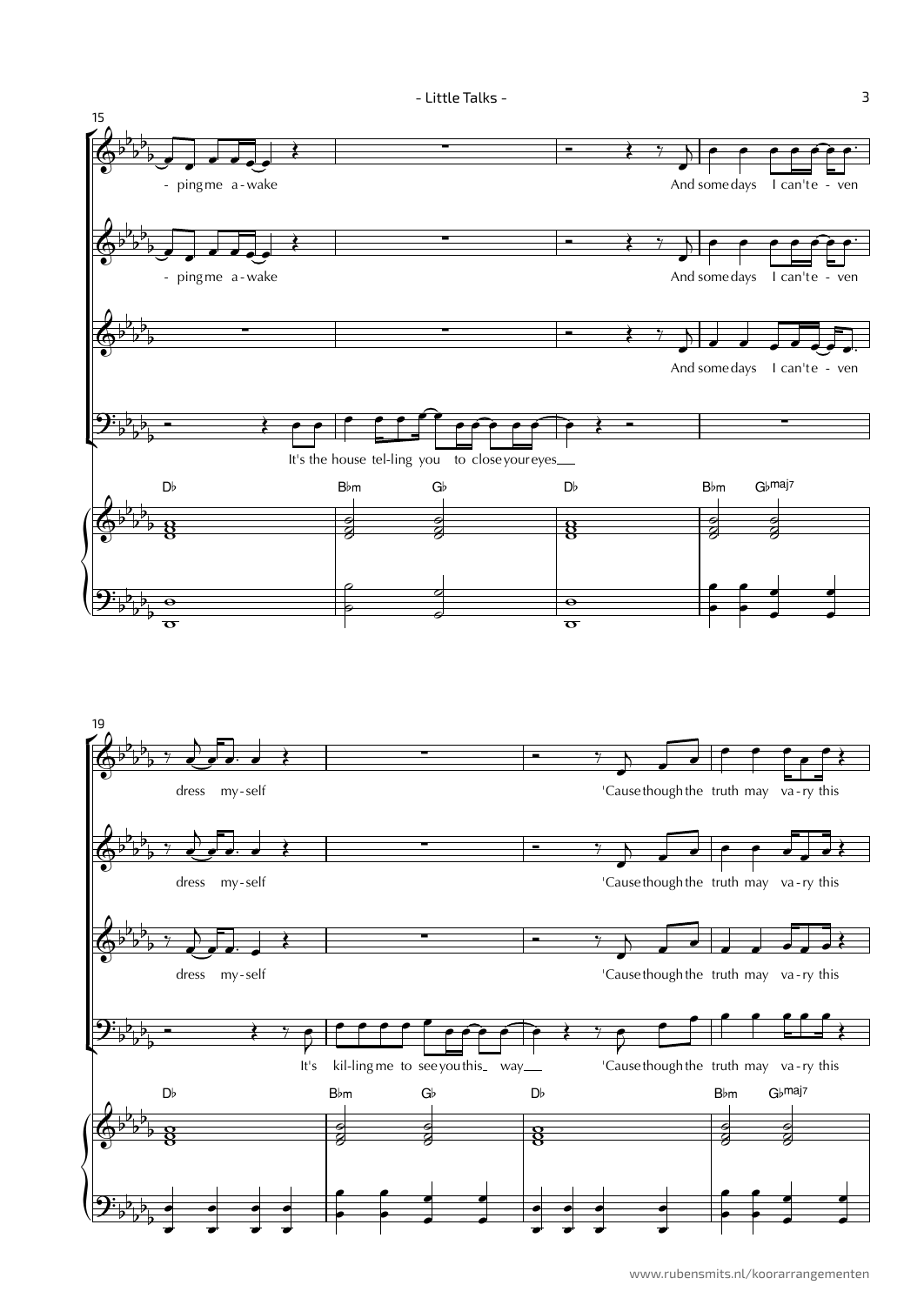15

- ping me a - wake

And some days I can't e - ven

- ping me a - wake

And some days I can't e - ven

And some days I can't e - ven

It's the house tel-ling you to close your eyes

D♭ B♭m G♭ D♭ B♭m G♭maj7

19

dress my - self

'Cause though the truth may va - ry this

dress my - self

'Cause though the truth may va - ry this

dress my - self

'Cause though the truth may va - ry this

It's kil-ling me to see you this way

'Cause though the truth may va - ry this

D♭ B♭m G♭ D♭ B♭m G♭maj7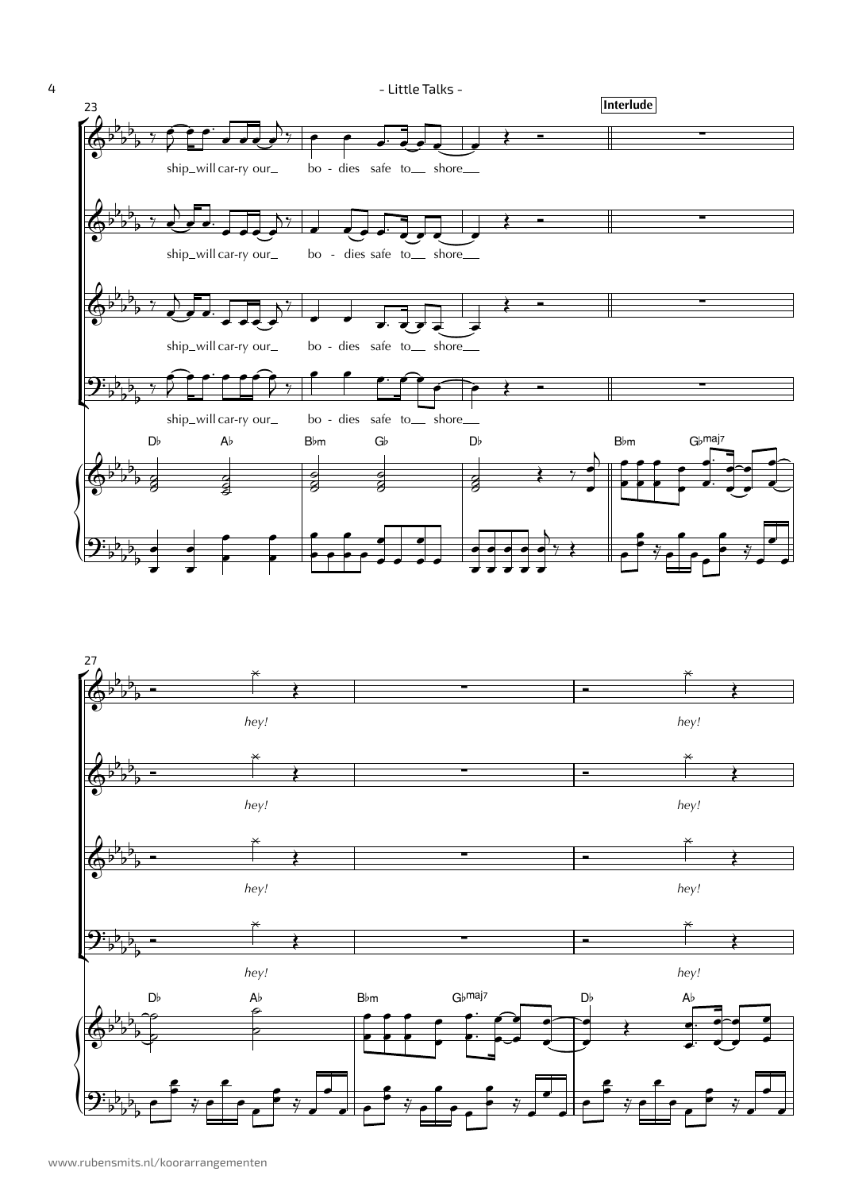**Interlude**

23

ship_will car-ry our_ bo - dies safe to__ shore__

ship_will car-ry our_ bo - dies safe to__ shore__

ship_will car-ry our_ bo - dies safe to__ shore__

ship_will car-ry our_ bo - dies safe to__ shore__

D♭ A♭ B♭m G♭ D♭ B♭m G♭maj7

27

*hey!* *hey!*

*hey!* *hey!*

*hey!* *hey!*

*hey!* *hey!*

D♭ A♭ B♭m G♭maj7 D♭ A♭